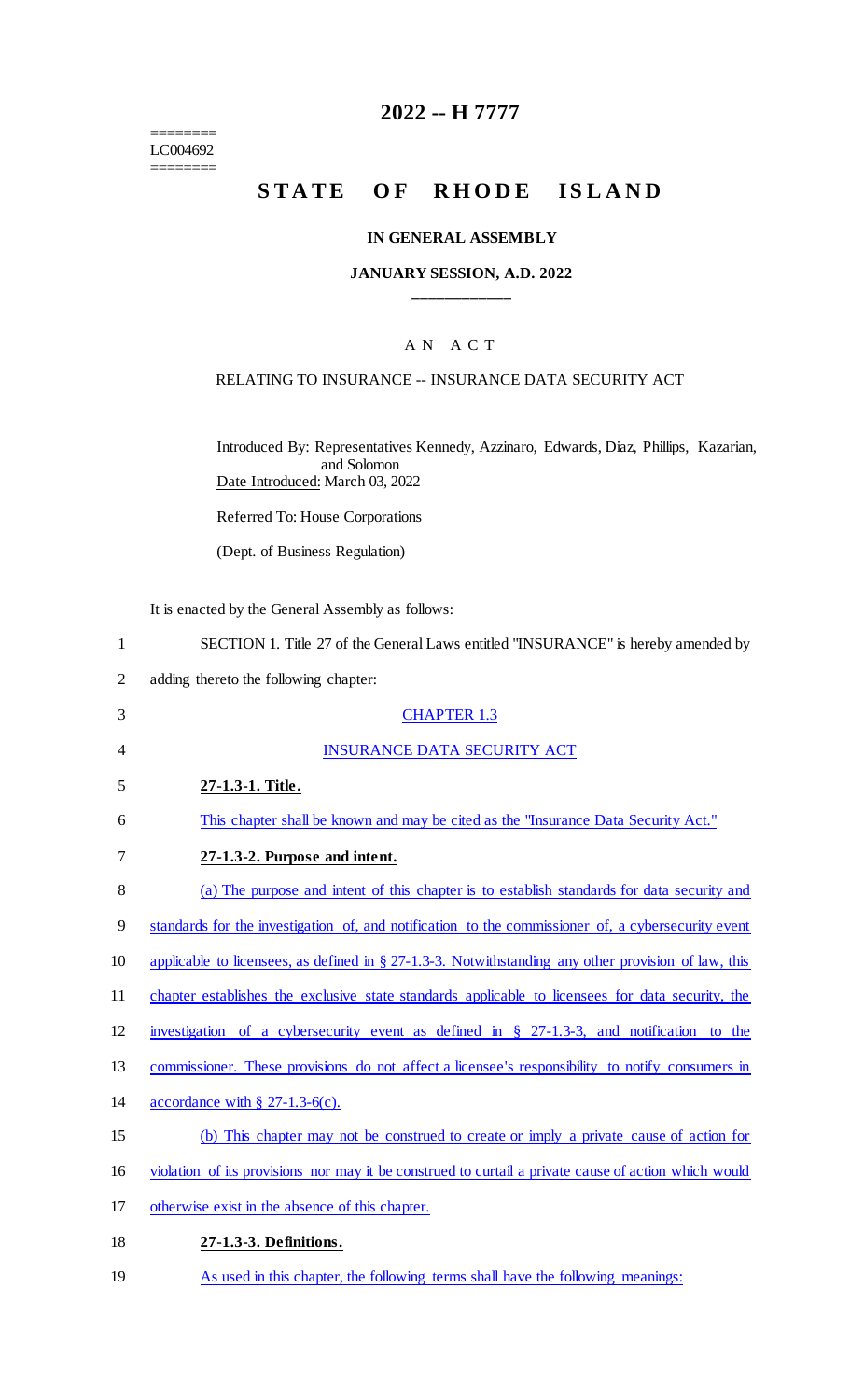========
LC004692
========

# 2022 -- H 7777

## STATE OF RHODE ISLAND

**IN GENERAL ASSEMBLY**

**JANUARY SESSION, A.D. 2022**

AN ACT

RELATING TO INSURANCE -- INSURANCE DATA SECURITY ACT

Introduced By: Representatives Kennedy, Azzinaro, Edwards, Diaz, Phillips, Kazarian, and Solomon
Date Introduced: March 03, 2022

Referred To: House Corporations

(Dept. of Business Regulation)

It is enacted by the General Assembly as follows:

SECTION 1. Title 27 of the General Laws entitled "INSURANCE" is hereby amended by adding thereto the following chapter:

CHAPTER 1.3

INSURANCE DATA SECURITY ACT

**27-1.3-1. Title.**

This chapter shall be known and may be cited as the "Insurance Data Security Act."

**27-1.3-2. Purpose and intent.**

(a) The purpose and intent of this chapter is to establish standards for data security and standards for the investigation of, and notification to the commissioner of, a cybersecurity event applicable to licensees, as defined in § 27-1.3-3. Notwithstanding any other provision of law, this chapter establishes the exclusive state standards applicable to licensees for data security, the investigation of a cybersecurity event as defined in § 27-1.3-3, and notification to the commissioner. These provisions do not affect a licensee's responsibility to notify consumers in accordance with § 27-1.3-6(c).

(b) This chapter may not be construed to create or imply a private cause of action for violation of its provisions nor may it be construed to curtail a private cause of action which would otherwise exist in the absence of this chapter.

**27-1.3-3. Definitions.**

As used in this chapter, the following terms shall have the following meanings: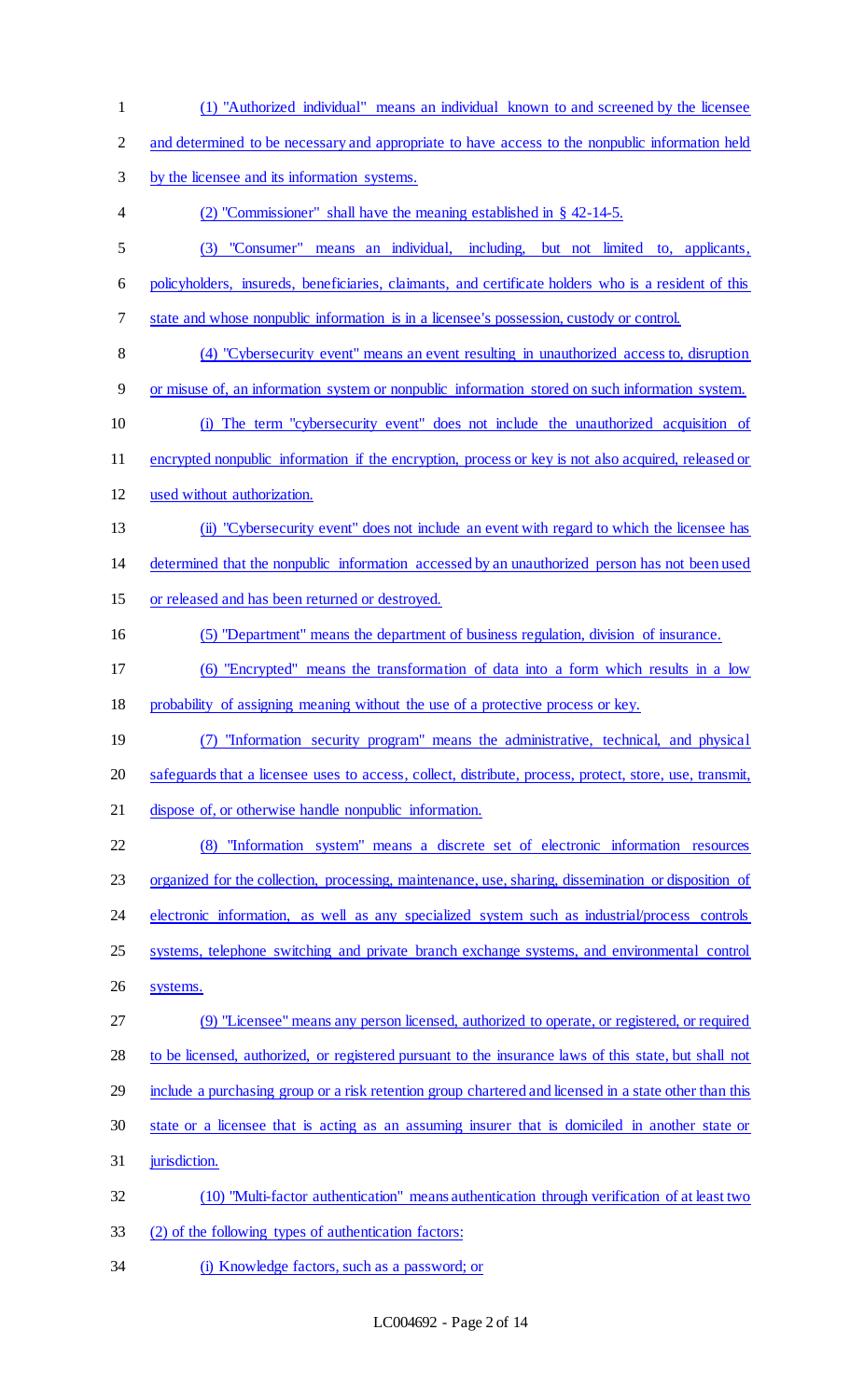(1) "Authorized individual" means an individual known to and screened by the licensee and determined to be necessary and appropriate to have access to the nonpublic information held by the licensee and its information systems.

(2) "Commissioner" shall have the meaning established in § 42-14-5.

(3) "Consumer" means an individual, including, but not limited to, applicants, policyholders, insureds, beneficiaries, claimants, and certificate holders who is a resident of this state and whose nonpublic information is in a licensee's possession, custody or control.

(4) "Cybersecurity event" means an event resulting in unauthorized access to, disruption or misuse of, an information system or nonpublic information stored on such information system.

(i) The term "cybersecurity event" does not include the unauthorized acquisition of encrypted nonpublic information if the encryption, process or key is not also acquired, released or used without authorization.

(ii) "Cybersecurity event" does not include an event with regard to which the licensee has determined that the nonpublic information accessed by an unauthorized person has not been used or released and has been returned or destroyed.

(5) "Department" means the department of business regulation, division of insurance.

(6) "Encrypted" means the transformation of data into a form which results in a low probability of assigning meaning without the use of a protective process or key.

(7) "Information security program" means the administrative, technical, and physical safeguards that a licensee uses to access, collect, distribute, process, protect, store, use, transmit, dispose of, or otherwise handle nonpublic information.

(8) "Information system" means a discrete set of electronic information resources organized for the collection, processing, maintenance, use, sharing, dissemination or disposition of electronic information, as well as any specialized system such as industrial/process controls systems, telephone switching and private branch exchange systems, and environmental control systems.

(9) "Licensee" means any person licensed, authorized to operate, or registered, or required to be licensed, authorized, or registered pursuant to the insurance laws of this state, but shall not include a purchasing group or a risk retention group chartered and licensed in a state other than this state or a licensee that is acting as an assuming insurer that is domiciled in another state or jurisdiction.

(10) "Multi-factor authentication" means authentication through verification of at least two (2) of the following types of authentication factors:

(i) Knowledge factors, such as a password; or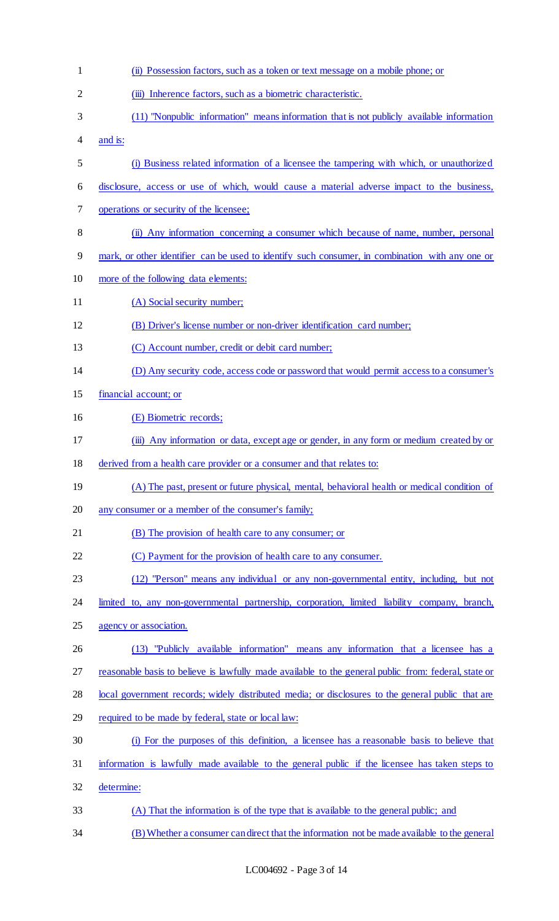(ii) Possession factors, such as a token or text message on a mobile phone; or

(iii) Inherence factors, such as a biometric characteristic.

(11) "Nonpublic information" means information that is not publicly available information and is:

(i) Business related information of a licensee the tampering with which, or unauthorized disclosure, access or use of which, would cause a material adverse impact to the business, operations or security of the licensee;

(ii) Any information concerning a consumer which because of name, number, personal mark, or other identifier can be used to identify such consumer, in combination with any one or more of the following data elements:

(A) Social security number;

(B) Driver's license number or non-driver identification card number;

(C) Account number, credit or debit card number;

(D) Any security code, access code or password that would permit access to a consumer's financial account; or

(E) Biometric records;

(iii) Any information or data, except age or gender, in any form or medium created by or derived from a health care provider or a consumer and that relates to:

(A) The past, present or future physical, mental, behavioral health or medical condition of any consumer or a member of the consumer's family;

(B) The provision of health care to any consumer; or

(C) Payment for the provision of health care to any consumer.

(12) "Person" means any individual or any non-governmental entity, including, but not limited to, any non-governmental partnership, corporation, limited liability company, branch, agency or association.

(13) "Publicly available information" means any information that a licensee has a reasonable basis to believe is lawfully made available to the general public from: federal, state or local government records; widely distributed media; or disclosures to the general public that are required to be made by federal, state or local law:

(i) For the purposes of this definition, a licensee has a reasonable basis to believe that information is lawfully made available to the general public if the licensee has taken steps to determine:

(A) That the information is of the type that is available to the general public; and

(B) Whether a consumer can direct that the information not be made available to the general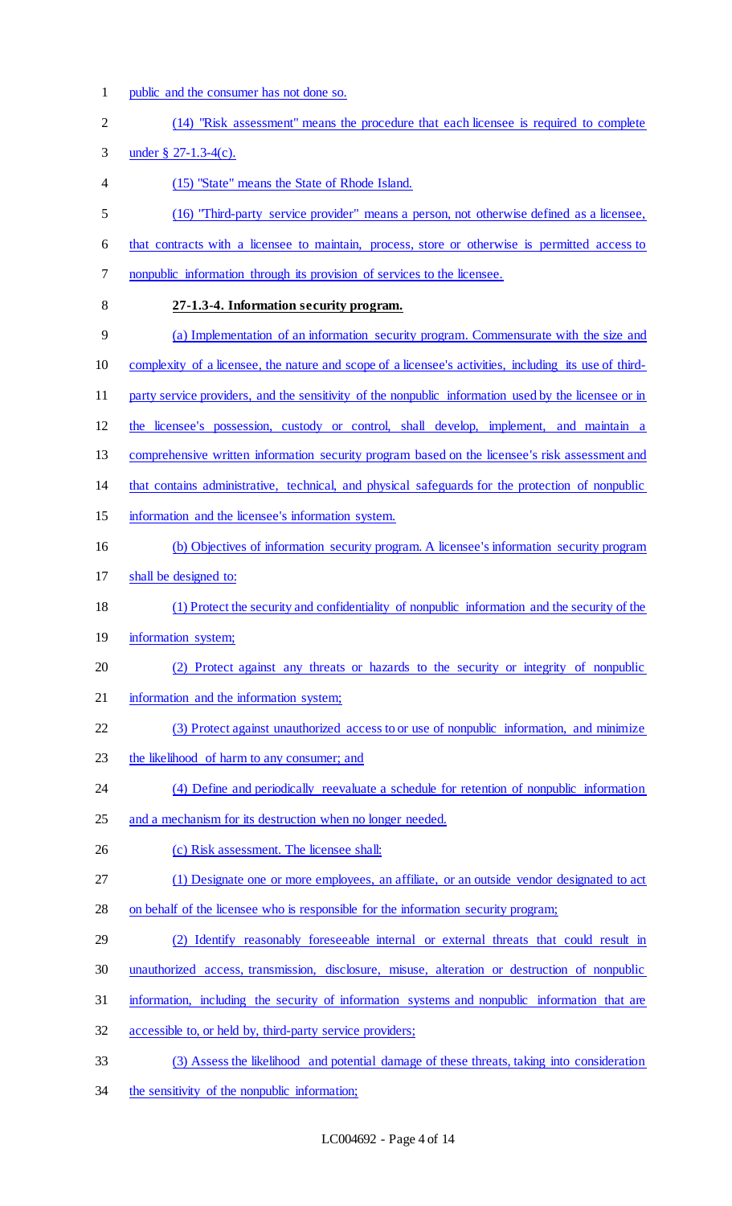public and the consumer has not done so.

(14) "Risk assessment" means the procedure that each licensee is required to complete under § 27-1.3-4(c).

(15) "State" means the State of Rhode Island.

(16) "Third-party service provider" means a person, not otherwise defined as a licensee, that contracts with a licensee to maintain, process, store or otherwise is permitted access to nonpublic information through its provision of services to the licensee.

**27-1.3-4. Information security program.**

(a) Implementation of an information security program. Commensurate with the size and complexity of a licensee, the nature and scope of a licensee's activities, including its use of third-party service providers, and the sensitivity of the nonpublic information used by the licensee or in the licensee's possession, custody or control, shall develop, implement, and maintain a comprehensive written information security program based on the licensee's risk assessment and that contains administrative, technical, and physical safeguards for the protection of nonpublic information and the licensee's information system.

(b) Objectives of information security program. A licensee's information security program shall be designed to:

(1) Protect the security and confidentiality of nonpublic information and the security of the information system;

(2) Protect against any threats or hazards to the security or integrity of nonpublic information and the information system;

(3) Protect against unauthorized access to or use of nonpublic information, and minimize the likelihood of harm to any consumer; and

(4) Define and periodically reevaluate a schedule for retention of nonpublic information and a mechanism for its destruction when no longer needed.

(c) Risk assessment. The licensee shall:

(1) Designate one or more employees, an affiliate, or an outside vendor designated to act on behalf of the licensee who is responsible for the information security program;

(2) Identify reasonably foreseeable internal or external threats that could result in unauthorized access, transmission, disclosure, misuse, alteration or destruction of nonpublic information, including the security of information systems and nonpublic information that are accessible to, or held by, third-party service providers;

(3) Assess the likelihood and potential damage of these threats, taking into consideration the sensitivity of the nonpublic information;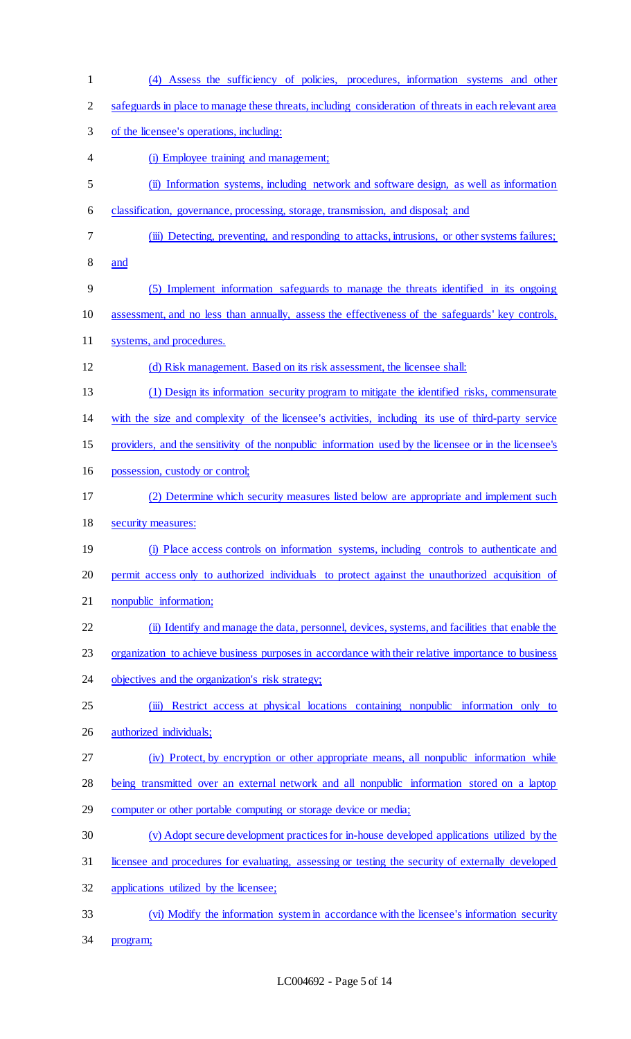(4) Assess the sufficiency of policies, procedures, information systems and other safeguards in place to manage these threats, including consideration of threats in each relevant area of the licensee's operations, including:

(i) Employee training and management;

(ii) Information systems, including network and software design, as well as information classification, governance, processing, storage, transmission, and disposal; and

(iii) Detecting, preventing, and responding to attacks, intrusions, or other systems failures; and

(5) Implement information safeguards to manage the threats identified in its ongoing assessment, and no less than annually, assess the effectiveness of the safeguards' key controls, systems, and procedures.

(d) Risk management. Based on its risk assessment, the licensee shall:

(1) Design its information security program to mitigate the identified risks, commensurate with the size and complexity of the licensee's activities, including its use of third-party service providers, and the sensitivity of the nonpublic information used by the licensee or in the licensee's possession, custody or control;

(2) Determine which security measures listed below are appropriate and implement such security measures:

(i) Place access controls on information systems, including controls to authenticate and permit access only to authorized individuals to protect against the unauthorized acquisition of nonpublic information;

(ii) Identify and manage the data, personnel, devices, systems, and facilities that enable the organization to achieve business purposes in accordance with their relative importance to business objectives and the organization's risk strategy;

(iii) Restrict access at physical locations containing nonpublic information only to authorized individuals;

(iv) Protect, by encryption or other appropriate means, all nonpublic information while being transmitted over an external network and all nonpublic information stored on a laptop computer or other portable computing or storage device or media;

(v) Adopt secure development practices for in-house developed applications utilized by the licensee and procedures for evaluating, assessing or testing the security of externally developed applications utilized by the licensee;

(vi) Modify the information system in accordance with the licensee's information security program;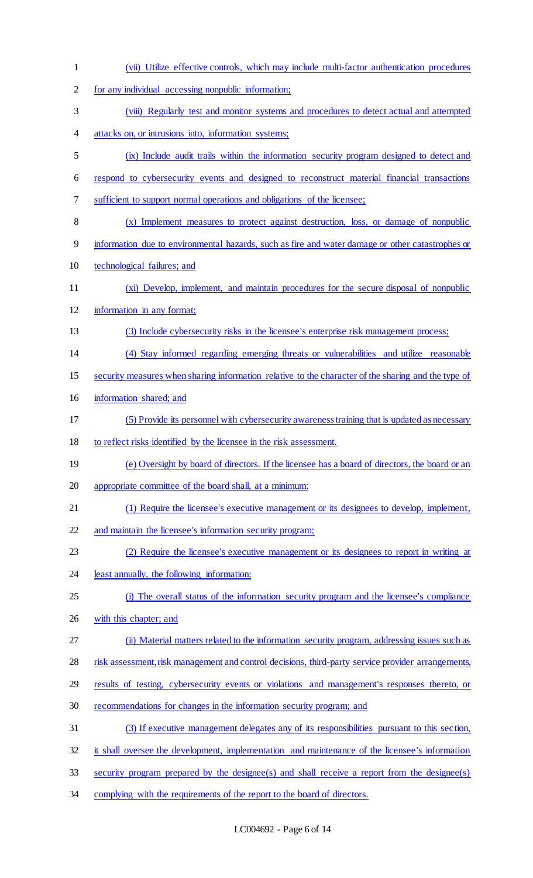(vii) Utilize effective controls, which may include multi-factor authentication procedures for any individual accessing nonpublic information;

(viii) Regularly test and monitor systems and procedures to detect actual and attempted attacks on, or intrusions into, information systems;

(ix) Include audit trails within the information security program designed to detect and respond to cybersecurity events and designed to reconstruct material financial transactions sufficient to support normal operations and obligations of the licensee;

(x) Implement measures to protect against destruction, loss, or damage of nonpublic information due to environmental hazards, such as fire and water damage or other catastrophes or technological failures; and

(xi) Develop, implement, and maintain procedures for the secure disposal of nonpublic information in any format;

(3) Include cybersecurity risks in the licensee's enterprise risk management process;

(4) Stay informed regarding emerging threats or vulnerabilities and utilize reasonable security measures when sharing information relative to the character of the sharing and the type of information shared; and

(5) Provide its personnel with cybersecurity awareness training that is updated as necessary to reflect risks identified by the licensee in the risk assessment.

(e) Oversight by board of directors. If the licensee has a board of directors, the board or an appropriate committee of the board shall, at a minimum:

(1) Require the licensee's executive management or its designees to develop, implement, and maintain the licensee's information security program;

(2) Require the licensee's executive management or its designees to report in writing at least annually, the following information:

(i) The overall status of the information security program and the licensee's compliance with this chapter; and

(ii) Material matters related to the information security program, addressing issues such as risk assessment, risk management and control decisions, third-party service provider arrangements, results of testing, cybersecurity events or violations and management's responses thereto, or recommendations for changes in the information security program; and

(3) If executive management delegates any of its responsibilities pursuant to this section, it shall oversee the development, implementation and maintenance of the licensee's information security program prepared by the designee(s) and shall receive a report from the designee(s) complying with the requirements of the report to the board of directors.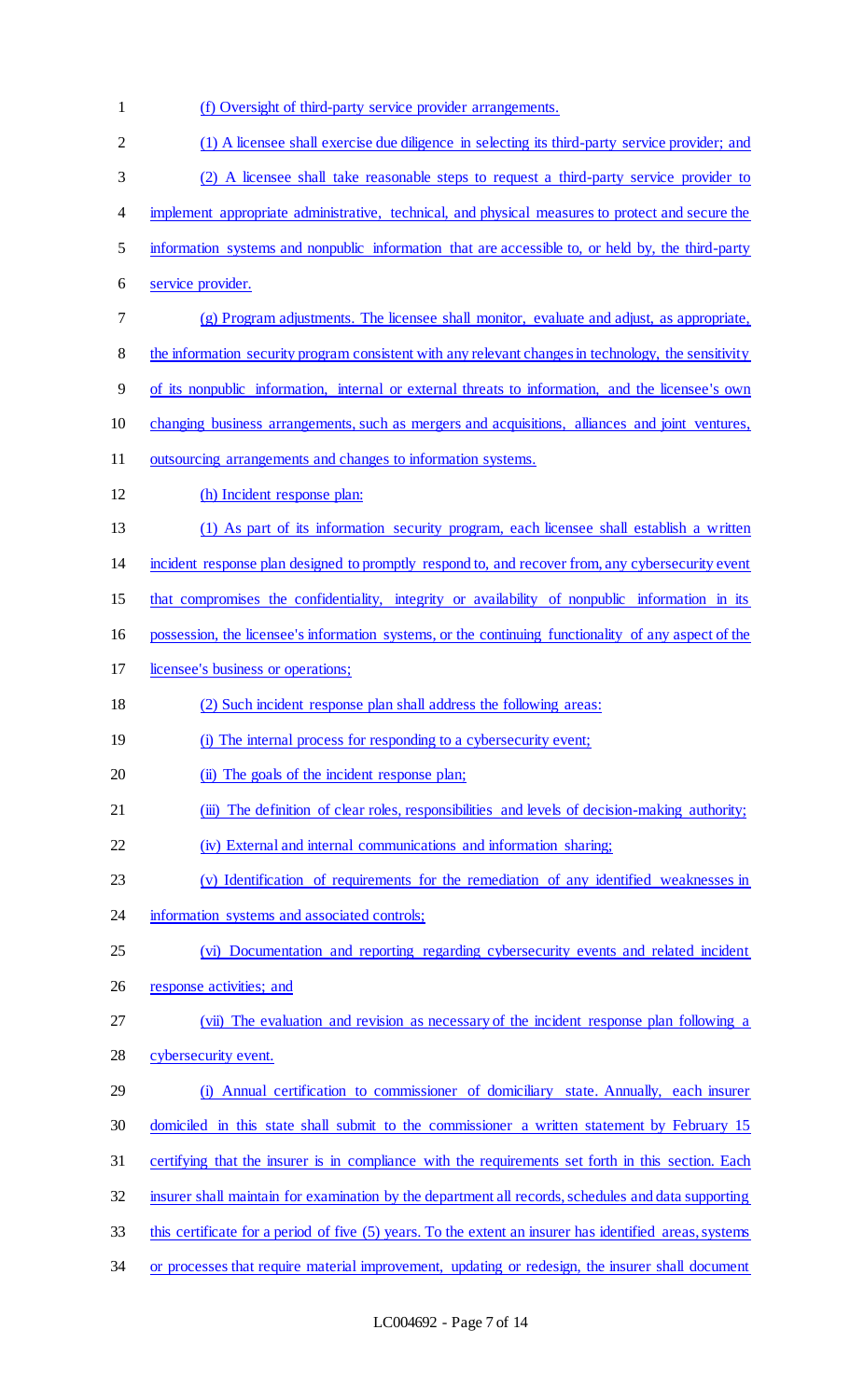(f) Oversight of third-party service provider arrangements.

(1) A licensee shall exercise due diligence in selecting its third-party service provider; and

(2) A licensee shall take reasonable steps to request a third-party service provider to implement appropriate administrative, technical, and physical measures to protect and secure the information systems and nonpublic information that are accessible to, or held by, the third-party service provider.

(g) Program adjustments. The licensee shall monitor, evaluate and adjust, as appropriate, the information security program consistent with any relevant changes in technology, the sensitivity of its nonpublic information, internal or external threats to information, and the licensee's own changing business arrangements, such as mergers and acquisitions, alliances and joint ventures, outsourcing arrangements and changes to information systems.

(h) Incident response plan:

(1) As part of its information security program, each licensee shall establish a written incident response plan designed to promptly respond to, and recover from, any cybersecurity event that compromises the confidentiality, integrity or availability of nonpublic information in its possession, the licensee's information systems, or the continuing functionality of any aspect of the licensee's business or operations;

(2) Such incident response plan shall address the following areas:

(i) The internal process for responding to a cybersecurity event;

(ii) The goals of the incident response plan;

(iii) The definition of clear roles, responsibilities and levels of decision-making authority;

(iv) External and internal communications and information sharing;

(v) Identification of requirements for the remediation of any identified weaknesses in information systems and associated controls;

(vi) Documentation and reporting regarding cybersecurity events and related incident response activities; and

(vii) The evaluation and revision as necessary of the incident response plan following a cybersecurity event.

(i) Annual certification to commissioner of domiciliary state. Annually, each insurer domiciled in this state shall submit to the commissioner a written statement by February 15 certifying that the insurer is in compliance with the requirements set forth in this section. Each insurer shall maintain for examination by the department all records, schedules and data supporting this certificate for a period of five (5) years. To the extent an insurer has identified areas, systems or processes that require material improvement, updating or redesign, the insurer shall document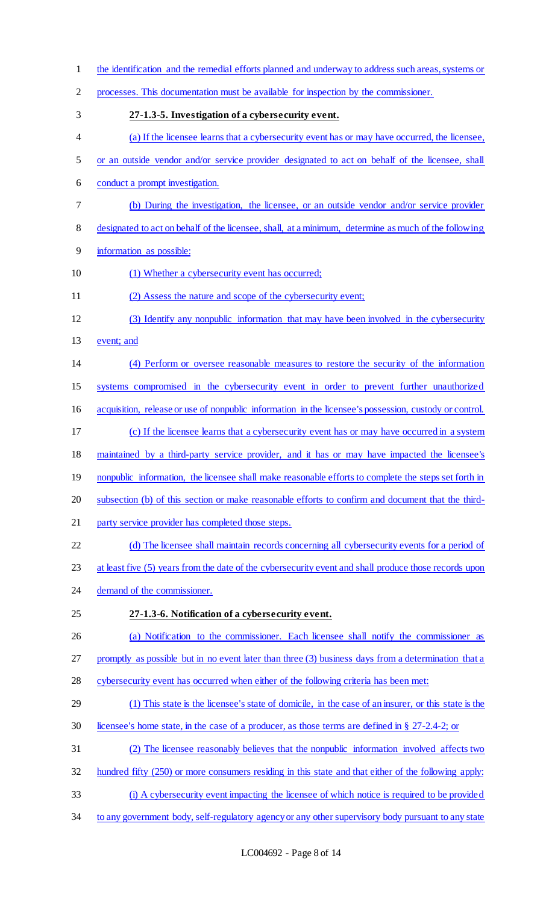the identification and the remedial efforts planned and underway to address such areas, systems or processes. This documentation must be available for inspection by the commissioner.

**27-1.3-5. Investigation of a cybersecurity event.**

(a) If the licensee learns that a cybersecurity event has or may have occurred, the licensee, or an outside vendor and/or service provider designated to act on behalf of the licensee, shall conduct a prompt investigation.

(b) During the investigation, the licensee, or an outside vendor and/or service provider designated to act on behalf of the licensee, shall, at a minimum, determine as much of the following information as possible:

(1) Whether a cybersecurity event has occurred;

(2) Assess the nature and scope of the cybersecurity event;

(3) Identify any nonpublic information that may have been involved in the cybersecurity event; and

(4) Perform or oversee reasonable measures to restore the security of the information systems compromised in the cybersecurity event in order to prevent further unauthorized acquisition, release or use of nonpublic information in the licensee's possession, custody or control.

(c) If the licensee learns that a cybersecurity event has or may have occurred in a system maintained by a third-party service provider, and it has or may have impacted the licensee's nonpublic information, the licensee shall make reasonable efforts to complete the steps set forth in subsection (b) of this section or make reasonable efforts to confirm and document that the third-party service provider has completed those steps.

(d) The licensee shall maintain records concerning all cybersecurity events for a period of at least five (5) years from the date of the cybersecurity event and shall produce those records upon demand of the commissioner.

**27-1.3-6. Notification of a cybersecurity event.**

(a) Notification to the commissioner. Each licensee shall notify the commissioner as promptly as possible but in no event later than three (3) business days from a determination that a cybersecurity event has occurred when either of the following criteria has been met:

(1) This state is the licensee's state of domicile, in the case of an insurer, or this state is the licensee's home state, in the case of a producer, as those terms are defined in § 27-2.4-2; or

(2) The licensee reasonably believes that the nonpublic information involved affects two hundred fifty (250) or more consumers residing in this state and that either of the following apply:

(i) A cybersecurity event impacting the licensee of which notice is required to be provided to any government body, self-regulatory agency or any other supervisory body pursuant to any state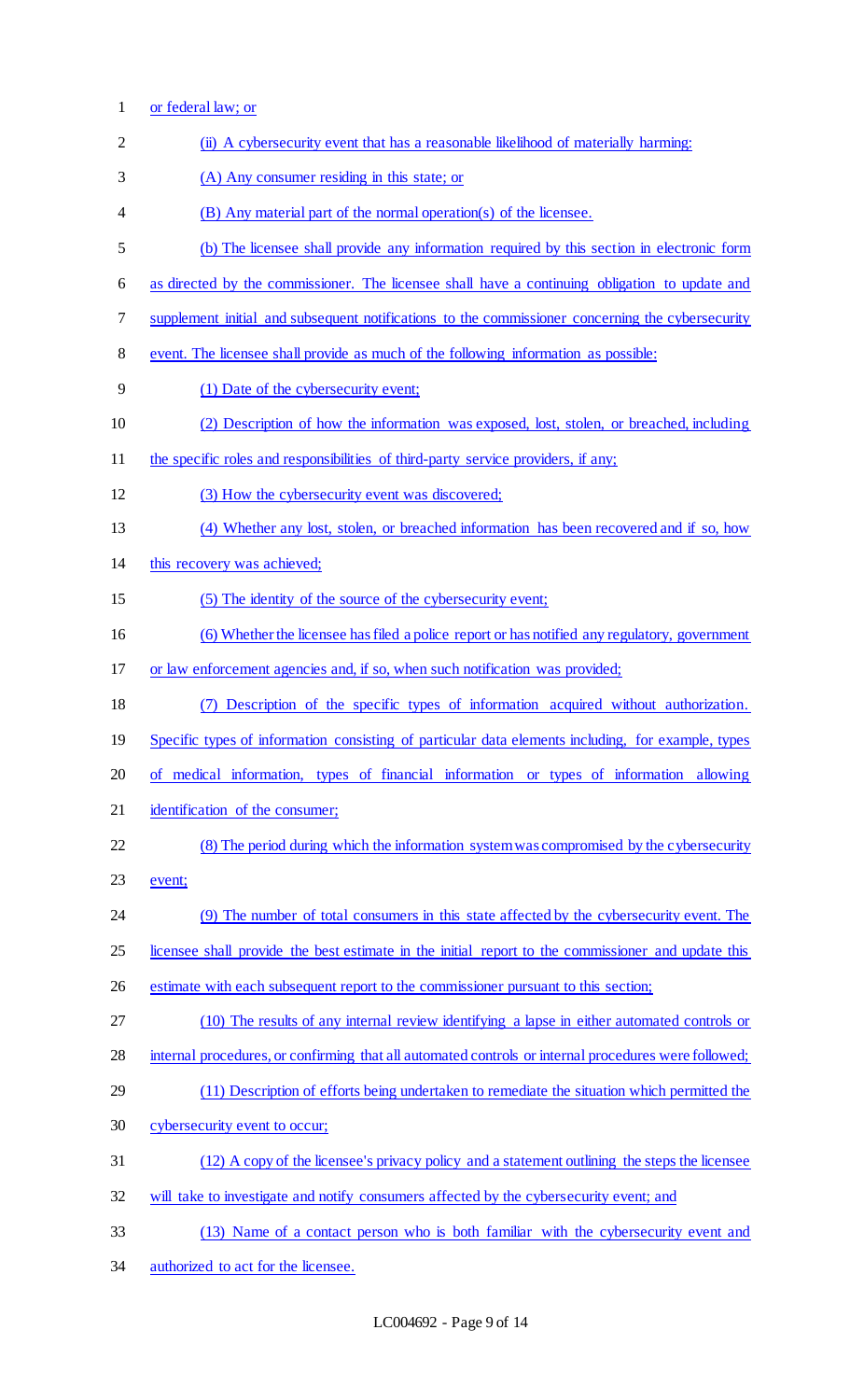or federal law; or

(ii) A cybersecurity event that has a reasonable likelihood of materially harming:

(A) Any consumer residing in this state; or

(B) Any material part of the normal operation(s) of the licensee.

(b) The licensee shall provide any information required by this section in electronic form as directed by the commissioner. The licensee shall have a continuing obligation to update and supplement initial and subsequent notifications to the commissioner concerning the cybersecurity event. The licensee shall provide as much of the following information as possible:

(1) Date of the cybersecurity event;

(2) Description of how the information was exposed, lost, stolen, or breached, including the specific roles and responsibilities of third-party service providers, if any;

(3) How the cybersecurity event was discovered;

(4) Whether any lost, stolen, or breached information has been recovered and if so, how this recovery was achieved;

(5) The identity of the source of the cybersecurity event;

(6) Whether the licensee has filed a police report or has notified any regulatory, government or law enforcement agencies and, if so, when such notification was provided;

(7) Description of the specific types of information acquired without authorization. Specific types of information consisting of particular data elements including, for example, types of medical information, types of financial information or types of information allowing identification of the consumer;

(8) The period during which the information system was compromised by the cybersecurity event;

(9) The number of total consumers in this state affected by the cybersecurity event. The licensee shall provide the best estimate in the initial report to the commissioner and update this estimate with each subsequent report to the commissioner pursuant to this section;

(10) The results of any internal review identifying a lapse in either automated controls or internal procedures, or confirming that all automated controls or internal procedures were followed;

(11) Description of efforts being undertaken to remediate the situation which permitted the cybersecurity event to occur;

(12) A copy of the licensee's privacy policy and a statement outlining the steps the licensee will take to investigate and notify consumers affected by the cybersecurity event; and

(13) Name of a contact person who is both familiar with the cybersecurity event and authorized to act for the licensee.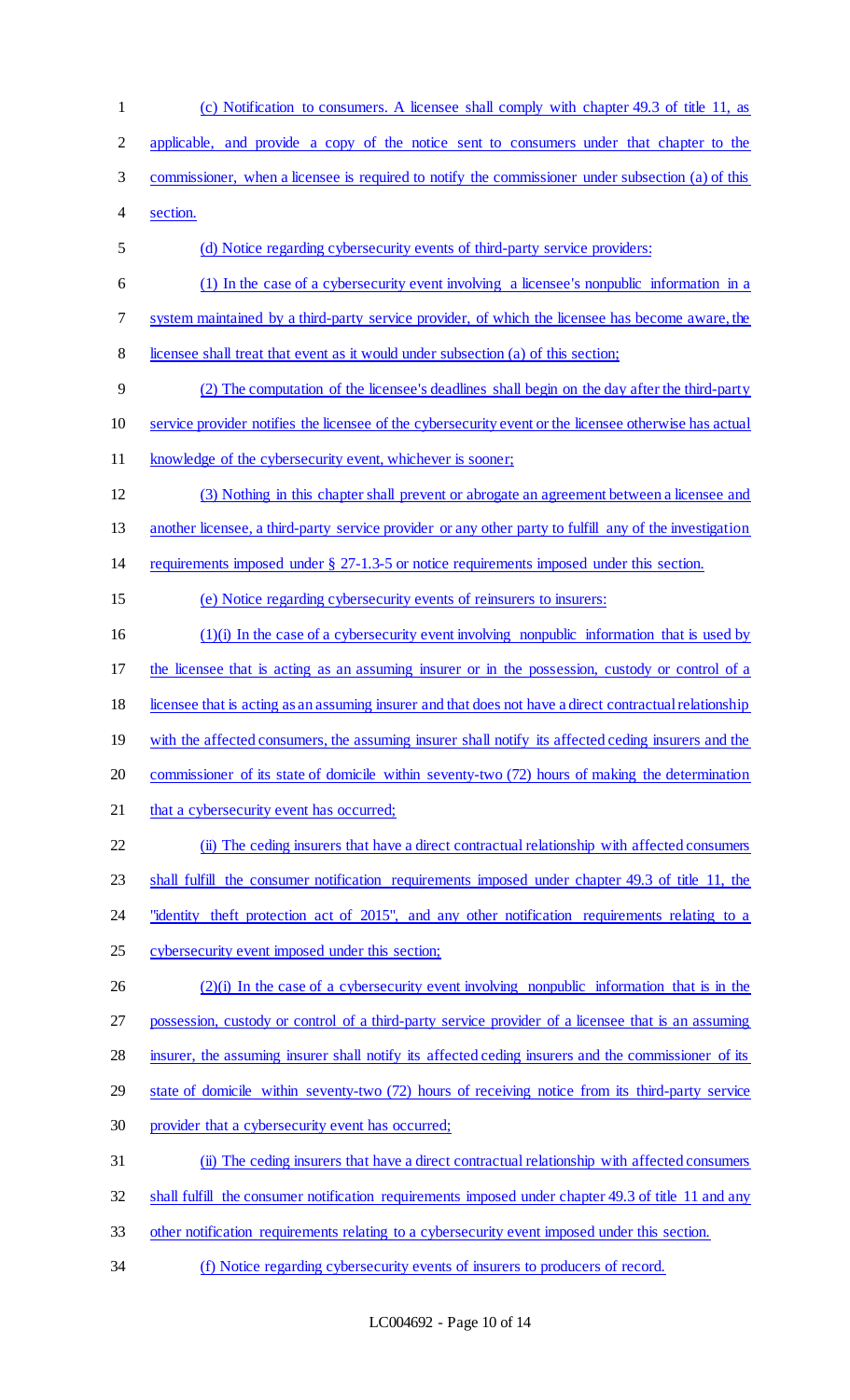(c) Notification to consumers. A licensee shall comply with chapter 49.3 of title 11, as applicable, and provide a copy of the notice sent to consumers under that chapter to the commissioner, when a licensee is required to notify the commissioner under subsection (a) of this section.

(d) Notice regarding cybersecurity events of third-party service providers:

(1) In the case of a cybersecurity event involving a licensee's nonpublic information in a system maintained by a third-party service provider, of which the licensee has become aware, the licensee shall treat that event as it would under subsection (a) of this section;

(2) The computation of the licensee's deadlines shall begin on the day after the third-party service provider notifies the licensee of the cybersecurity event or the licensee otherwise has actual knowledge of the cybersecurity event, whichever is sooner;

(3) Nothing in this chapter shall prevent or abrogate an agreement between a licensee and another licensee, a third-party service provider or any other party to fulfill any of the investigation requirements imposed under § 27-1.3-5 or notice requirements imposed under this section.

(e) Notice regarding cybersecurity events of reinsurers to insurers:

(1)(i) In the case of a cybersecurity event involving nonpublic information that is used by the licensee that is acting as an assuming insurer or in the possession, custody or control of a licensee that is acting as an assuming insurer and that does not have a direct contractual relationship with the affected consumers, the assuming insurer shall notify its affected ceding insurers and the commissioner of its state of domicile within seventy-two (72) hours of making the determination that a cybersecurity event has occurred;

(ii) The ceding insurers that have a direct contractual relationship with affected consumers shall fulfill the consumer notification requirements imposed under chapter 49.3 of title 11, the "identity theft protection act of 2015", and any other notification requirements relating to a cybersecurity event imposed under this section;

(2)(i) In the case of a cybersecurity event involving nonpublic information that is in the possession, custody or control of a third-party service provider of a licensee that is an assuming insurer, the assuming insurer shall notify its affected ceding insurers and the commissioner of its state of domicile within seventy-two (72) hours of receiving notice from its third-party service provider that a cybersecurity event has occurred;

(ii) The ceding insurers that have a direct contractual relationship with affected consumers shall fulfill the consumer notification requirements imposed under chapter 49.3 of title 11 and any other notification requirements relating to a cybersecurity event imposed under this section.

(f) Notice regarding cybersecurity events of insurers to producers of record.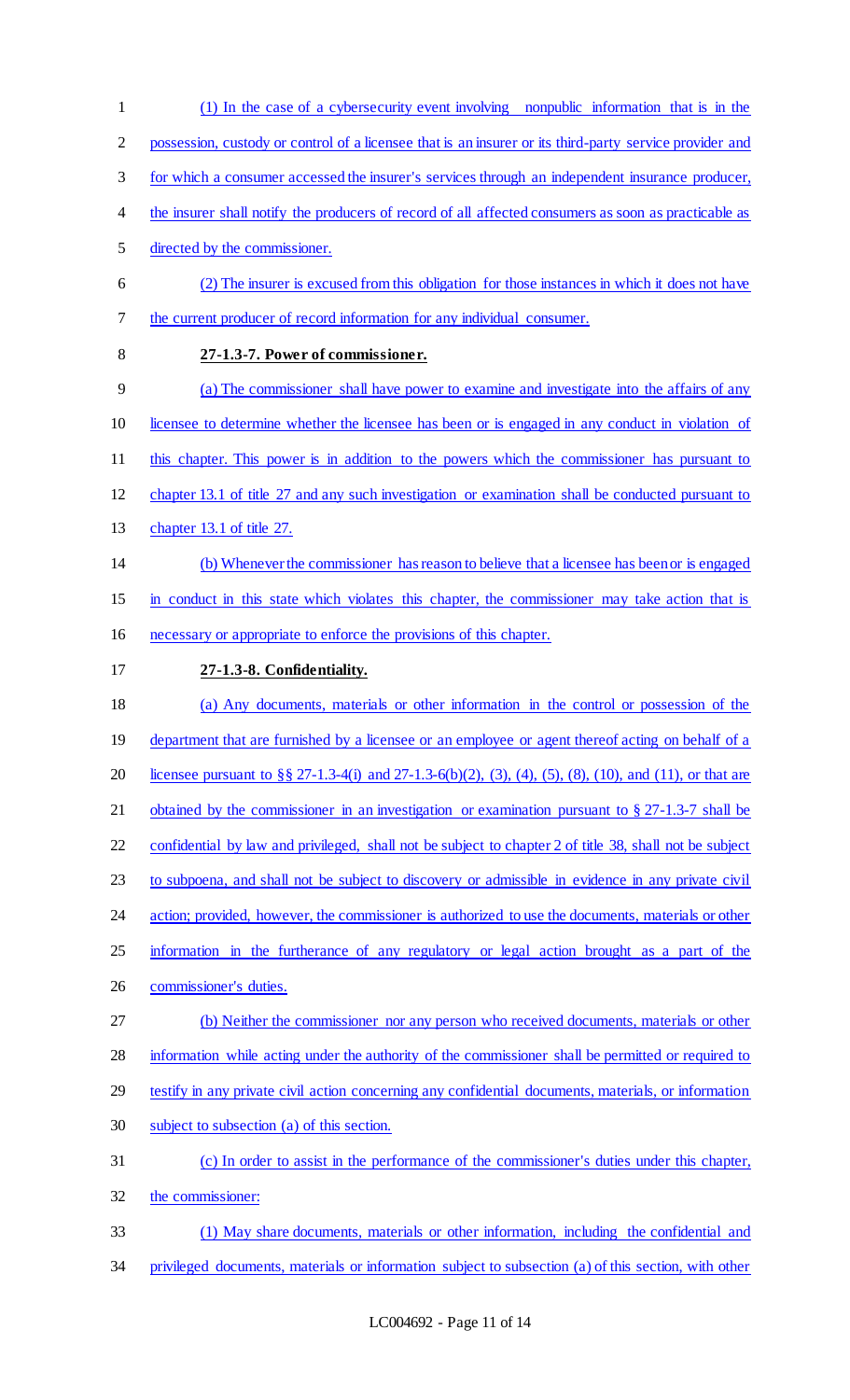(1) In the case of a cybersecurity event involving nonpublic information that is in the possession, custody or control of a licensee that is an insurer or its third-party service provider and for which a consumer accessed the insurer's services through an independent insurance producer, the insurer shall notify the producers of record of all affected consumers as soon as practicable as directed by the commissioner.

(2) The insurer is excused from this obligation for those instances in which it does not have the current producer of record information for any individual consumer.

**27-1.3-7. Power of commissioner.**

(a) The commissioner shall have power to examine and investigate into the affairs of any licensee to determine whether the licensee has been or is engaged in any conduct in violation of this chapter. This power is in addition to the powers which the commissioner has pursuant to chapter 13.1 of title 27 and any such investigation or examination shall be conducted pursuant to chapter 13.1 of title 27.

(b) Whenever the commissioner has reason to believe that a licensee has been or is engaged in conduct in this state which violates this chapter, the commissioner may take action that is necessary or appropriate to enforce the provisions of this chapter.

**27-1.3-8. Confidentiality.**

(a) Any documents, materials or other information in the control or possession of the department that are furnished by a licensee or an employee or agent thereof acting on behalf of a licensee pursuant to §§ 27-1.3-4(i) and 27-1.3-6(b)(2), (3), (4), (5), (8), (10), and (11), or that are obtained by the commissioner in an investigation or examination pursuant to § 27-1.3-7 shall be confidential by law and privileged, shall not be subject to chapter 2 of title 38, shall not be subject to subpoena, and shall not be subject to discovery or admissible in evidence in any private civil action; provided, however, the commissioner is authorized to use the documents, materials or other information in the furtherance of any regulatory or legal action brought as a part of the commissioner's duties.

(b) Neither the commissioner nor any person who received documents, materials or other information while acting under the authority of the commissioner shall be permitted or required to testify in any private civil action concerning any confidential documents, materials, or information subject to subsection (a) of this section.

(c) In order to assist in the performance of the commissioner's duties under this chapter, the commissioner:

(1) May share documents, materials or other information, including the confidential and privileged documents, materials or information subject to subsection (a) of this section, with other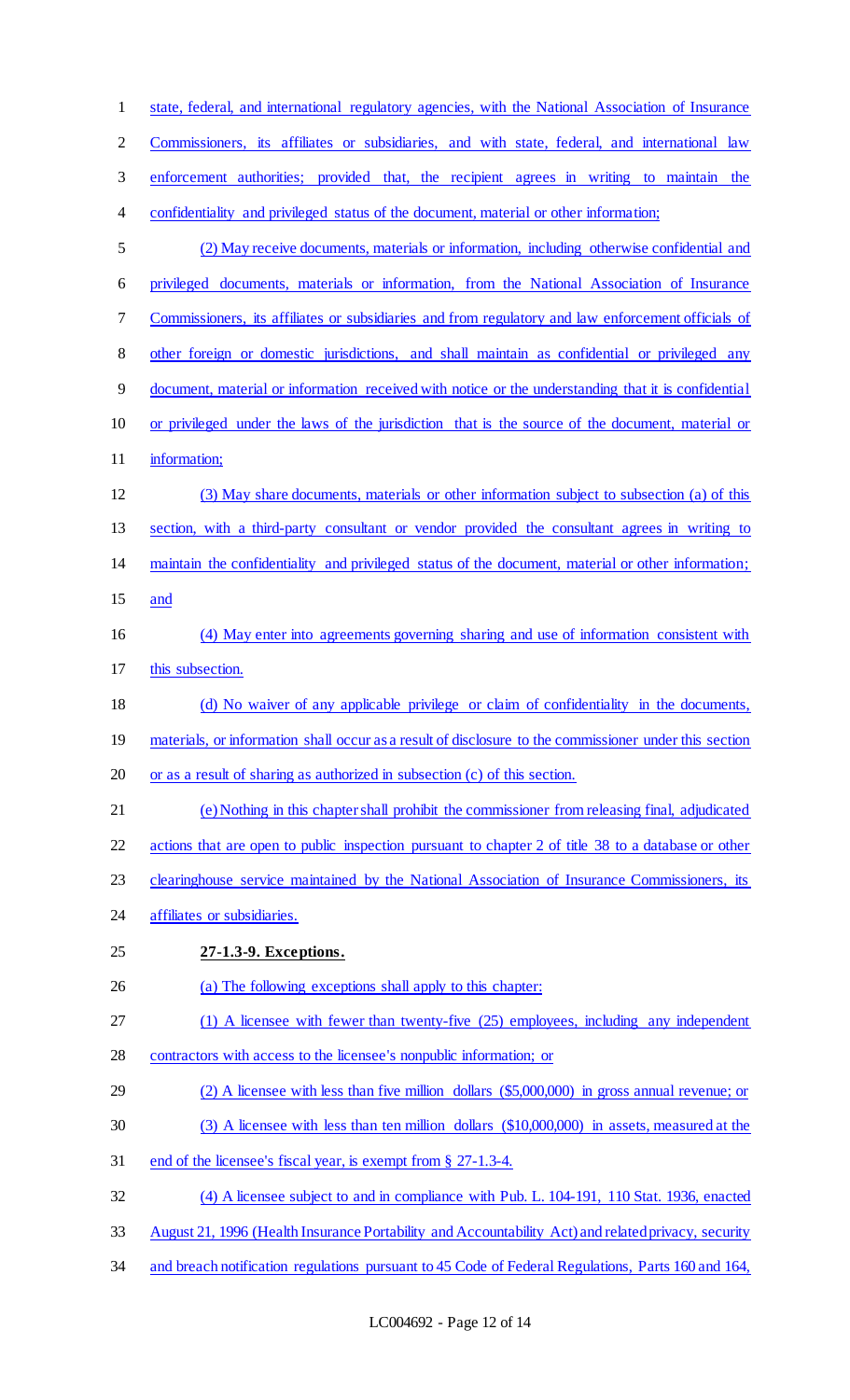state, federal, and international regulatory agencies, with the National Association of Insurance Commissioners, its affiliates or subsidiaries, and with state, federal, and international law enforcement authorities; provided that, the recipient agrees in writing to maintain the confidentiality and privileged status of the document, material or other information;

(2) May receive documents, materials or information, including otherwise confidential and privileged documents, materials or information, from the National Association of Insurance Commissioners, its affiliates or subsidiaries and from regulatory and law enforcement officials of other foreign or domestic jurisdictions, and shall maintain as confidential or privileged any document, material or information received with notice or the understanding that it is confidential or privileged under the laws of the jurisdiction that is the source of the document, material or information;

(3) May share documents, materials or other information subject to subsection (a) of this section, with a third-party consultant or vendor provided the consultant agrees in writing to maintain the confidentiality and privileged status of the document, material or other information; and

(4) May enter into agreements governing sharing and use of information consistent with this subsection.

(d) No waiver of any applicable privilege or claim of confidentiality in the documents, materials, or information shall occur as a result of disclosure to the commissioner under this section or as a result of sharing as authorized in subsection (c) of this section.

(e) Nothing in this chapter shall prohibit the commissioner from releasing final, adjudicated actions that are open to public inspection pursuant to chapter 2 of title 38 to a database or other clearinghouse service maintained by the National Association of Insurance Commissioners, its affiliates or subsidiaries.

**27-1.3-9. Exceptions.**

(a) The following exceptions shall apply to this chapter:

(1) A licensee with fewer than twenty-five (25) employees, including any independent contractors with access to the licensee's nonpublic information; or

(2) A licensee with less than five million dollars ($5,000,000) in gross annual revenue; or

(3) A licensee with less than ten million dollars ($10,000,000) in assets, measured at the end of the licensee's fiscal year, is exempt from § 27-1.3-4.

(4) A licensee subject to and in compliance with Pub. L. 104-191, 110 Stat. 1936, enacted August 21, 1996 (Health Insurance Portability and Accountability Act) and related privacy, security and breach notification regulations pursuant to 45 Code of Federal Regulations, Parts 160 and 164,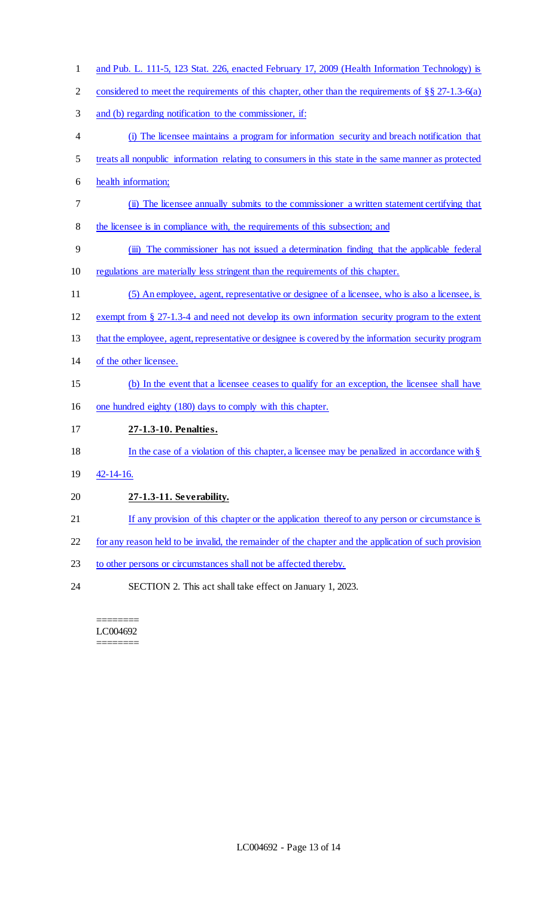and Pub. L. 111-5, 123 Stat. 226, enacted February 17, 2009 (Health Information Technology) is considered to meet the requirements of this chapter, other than the requirements of §§ 27-1.3-6(a) and (b) regarding notification to the commissioner, if:

(i) The licensee maintains a program for information security and breach notification that treats all nonpublic information relating to consumers in this state in the same manner as protected health information;

(ii) The licensee annually submits to the commissioner a written statement certifying that the licensee is in compliance with, the requirements of this subsection; and

(iii) The commissioner has not issued a determination finding that the applicable federal regulations are materially less stringent than the requirements of this chapter.

(5) An employee, agent, representative or designee of a licensee, who is also a licensee, is exempt from § 27-1.3-4 and need not develop its own information security program to the extent that the employee, agent, representative or designee is covered by the information security program of the other licensee.

(b) In the event that a licensee ceases to qualify for an exception, the licensee shall have one hundred eighty (180) days to comply with this chapter.

**27-1.3-10. Penalties.**

In the case of a violation of this chapter, a licensee may be penalized in accordance with § 42-14-16.

**27-1.3-11. Severability.**

If any provision of this chapter or the application thereof to any person or circumstance is for any reason held to be invalid, the remainder of the chapter and the application of such provision to other persons or circumstances shall not be affected thereby.

SECTION 2. This act shall take effect on January 1, 2023.

========
LC004692
========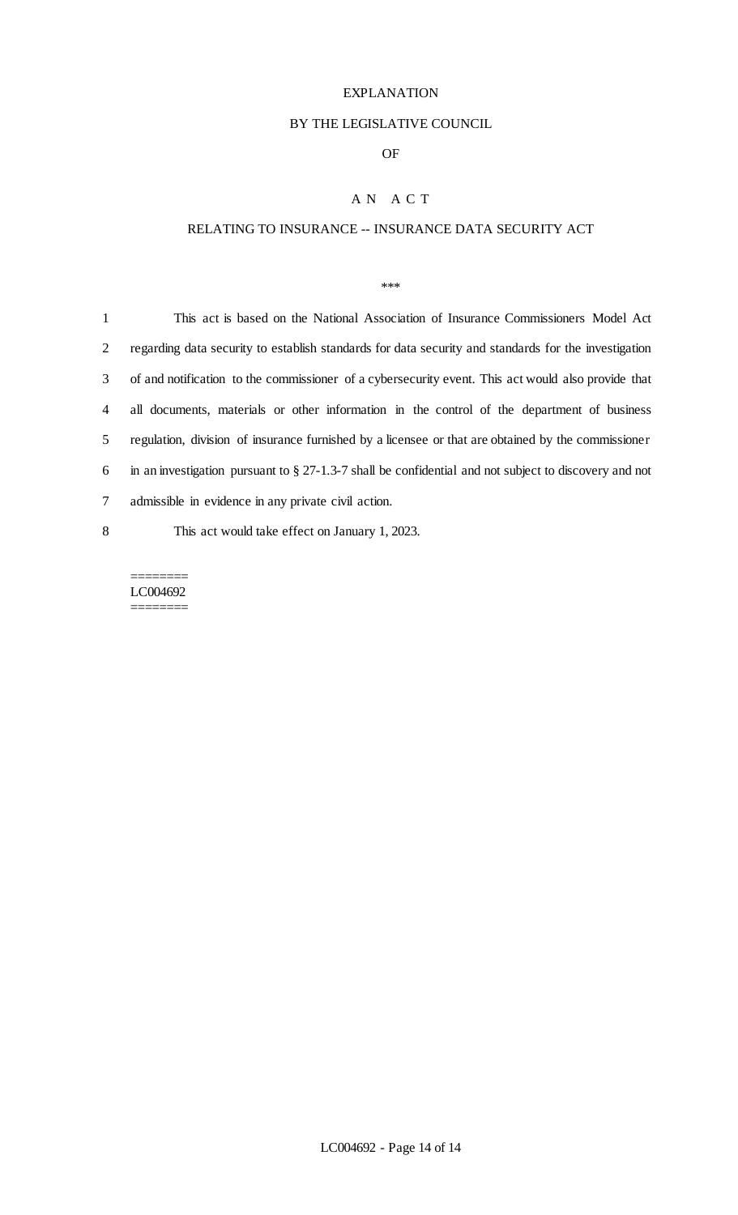EXPLANATION

BY THE LEGISLATIVE COUNCIL

OF

A N A C T

RELATING TO INSURANCE -- INSURANCE DATA SECURITY ACT

\*\*\*

This act is based on the National Association of Insurance Commissioners Model Act regarding data security to establish standards for data security and standards for the investigation of and notification to the commissioner of a cybersecurity event. This act would also provide that all documents, materials or other information in the control of the department of business regulation, division of insurance furnished by a licensee or that are obtained by the commissioner in an investigation pursuant to § 27-1.3-7 shall be confidential and not subject to discovery and not admissible in evidence in any private civil action.

This act would take effect on January 1, 2023.

========
LC004692
========